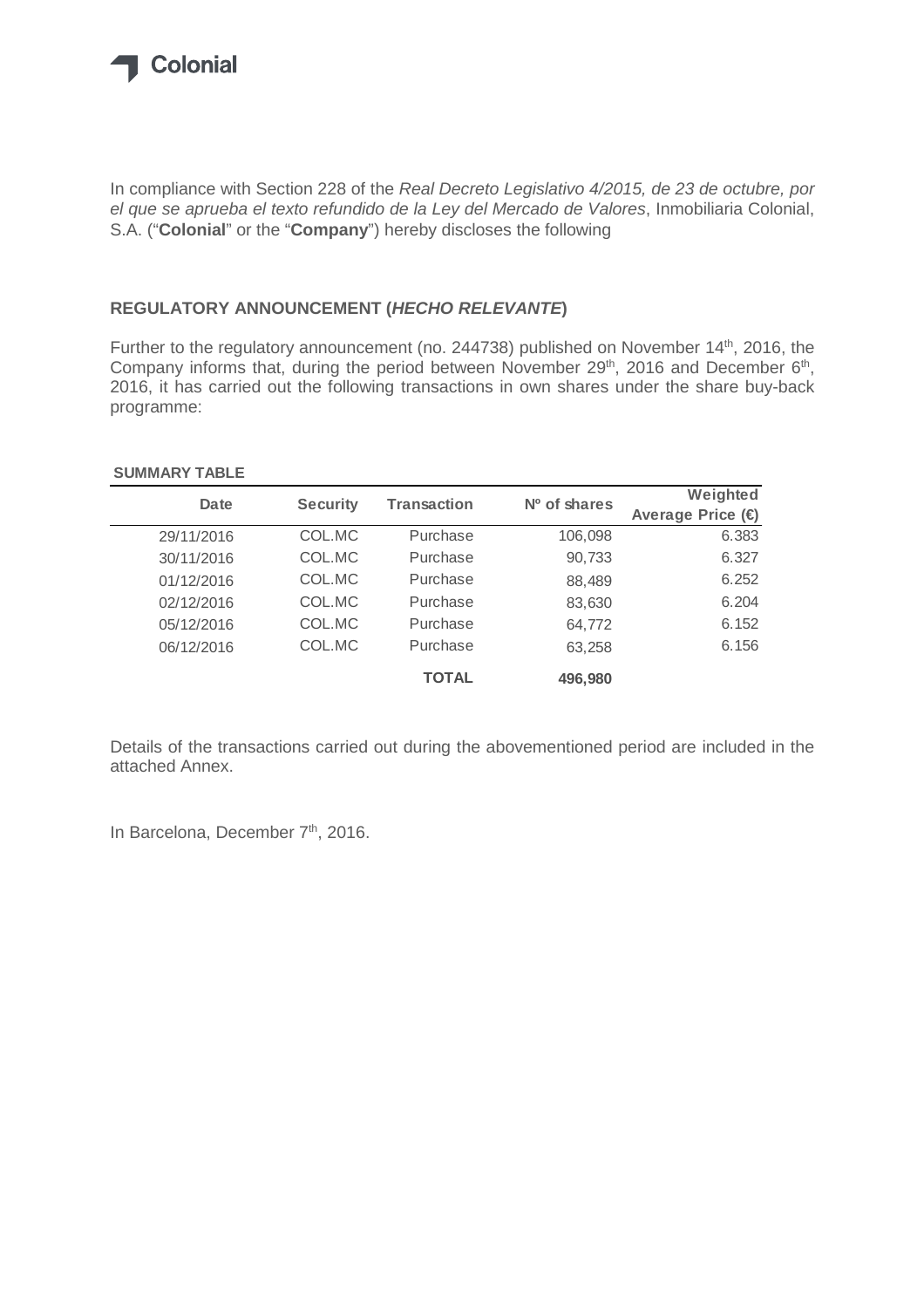Colonial

In compliance with Section 228 of the *Real Decreto Legislativo 4/2015, de 23 de octubre, por el que se aprueba el texto refundido de la Ley del Mercado de Valores*, Inmobiliaria Colonial, S.A. ("**Colonial**" or the "**Company**") hereby discloses the following

## REGULATORY ANNOUNCEMENT (*HECHO RELEVANTE*)

Further to the regulatory announcement (no. 244738) published on November 14th, 2016, the Company informs that, during the period between November 29th, 2016 and December 6th, 2016, it has carried out the following transactions in own shares under the share buy-back programme:

**SUMMARY TABLE**

| Date | Security | Transaction | Nº of shares | Weighted Average Price (€) |
|---|---|---|---|---|
| 29/11/2016 | COL.MC | Purchase | 106,098 | 6.383 |
| 30/11/2016 | COL.MC | Purchase | 90,733 | 6.327 |
| 01/12/2016 | COL.MC | Purchase | 88,489 | 6.252 |
| 02/12/2016 | COL.MC | Purchase | 83,630 | 6.204 |
| 05/12/2016 | COL.MC | Purchase | 64,772 | 6.152 |
| 06/12/2016 | COL.MC | Purchase | 63,258 | 6.156 |
| | | **TOTAL** | **496,980** | |

Details of the transactions carried out during the abovementioned period are included in the attached Annex.

In Barcelona, December 7th, 2016.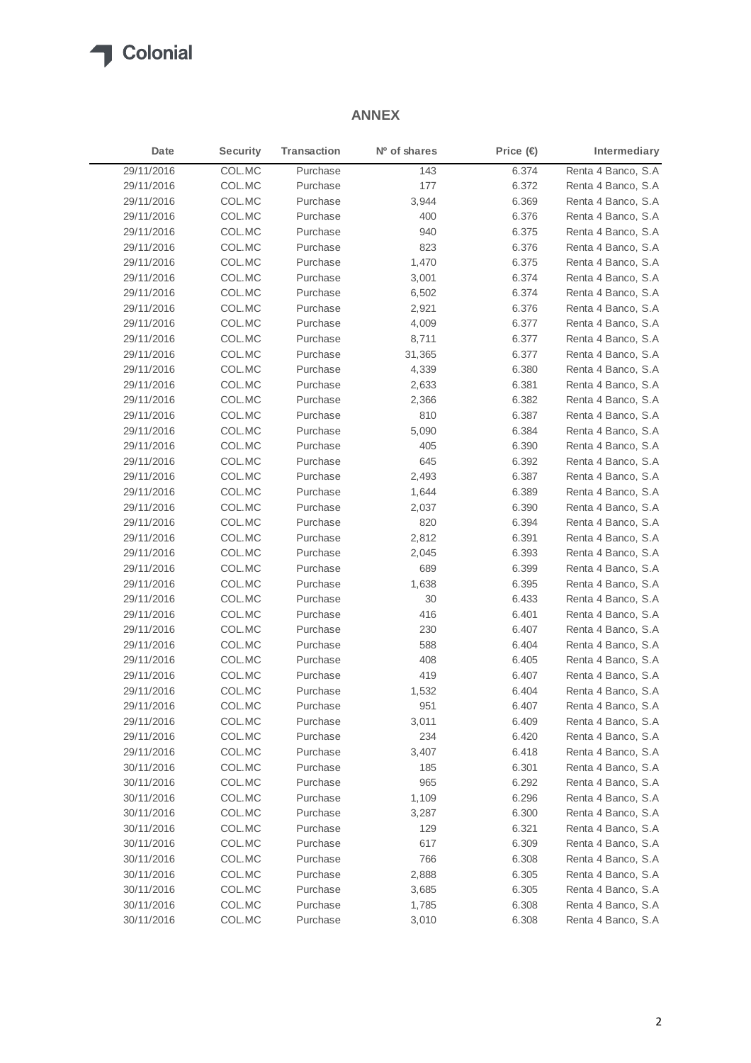## ANNEX

| Date | Security | Transaction | Nº of shares | Price (€) | Intermediary |
|---|---|---|---|---|---|
| 29/11/2016 | COL.MC | Purchase | 143 | 6.374 | Renta 4 Banco, S.A |
| 29/11/2016 | COL.MC | Purchase | 177 | 6.372 | Renta 4 Banco, S.A |
| 29/11/2016 | COL.MC | Purchase | 3,944 | 6.369 | Renta 4 Banco, S.A |
| 29/11/2016 | COL.MC | Purchase | 400 | 6.376 | Renta 4 Banco, S.A |
| 29/11/2016 | COL.MC | Purchase | 940 | 6.375 | Renta 4 Banco, S.A |
| 29/11/2016 | COL.MC | Purchase | 823 | 6.376 | Renta 4 Banco, S.A |
| 29/11/2016 | COL.MC | Purchase | 1,470 | 6.375 | Renta 4 Banco, S.A |
| 29/11/2016 | COL.MC | Purchase | 3,001 | 6.374 | Renta 4 Banco, S.A |
| 29/11/2016 | COL.MC | Purchase | 6,502 | 6.374 | Renta 4 Banco, S.A |
| 29/11/2016 | COL.MC | Purchase | 2,921 | 6.376 | Renta 4 Banco, S.A |
| 29/11/2016 | COL.MC | Purchase | 4,009 | 6.377 | Renta 4 Banco, S.A |
| 29/11/2016 | COL.MC | Purchase | 8,711 | 6.377 | Renta 4 Banco, S.A |
| 29/11/2016 | COL.MC | Purchase | 31,365 | 6.377 | Renta 4 Banco, S.A |
| 29/11/2016 | COL.MC | Purchase | 4,339 | 6.380 | Renta 4 Banco, S.A |
| 29/11/2016 | COL.MC | Purchase | 2,633 | 6.381 | Renta 4 Banco, S.A |
| 29/11/2016 | COL.MC | Purchase | 2,366 | 6.382 | Renta 4 Banco, S.A |
| 29/11/2016 | COL.MC | Purchase | 810 | 6.387 | Renta 4 Banco, S.A |
| 29/11/2016 | COL.MC | Purchase | 5,090 | 6.384 | Renta 4 Banco, S.A |
| 29/11/2016 | COL.MC | Purchase | 405 | 6.390 | Renta 4 Banco, S.A |
| 29/11/2016 | COL.MC | Purchase | 645 | 6.392 | Renta 4 Banco, S.A |
| 29/11/2016 | COL.MC | Purchase | 2,493 | 6.387 | Renta 4 Banco, S.A |
| 29/11/2016 | COL.MC | Purchase | 1,644 | 6.389 | Renta 4 Banco, S.A |
| 29/11/2016 | COL.MC | Purchase | 2,037 | 6.390 | Renta 4 Banco, S.A |
| 29/11/2016 | COL.MC | Purchase | 820 | 6.394 | Renta 4 Banco, S.A |
| 29/11/2016 | COL.MC | Purchase | 2,812 | 6.391 | Renta 4 Banco, S.A |
| 29/11/2016 | COL.MC | Purchase | 2,045 | 6.393 | Renta 4 Banco, S.A |
| 29/11/2016 | COL.MC | Purchase | 689 | 6.399 | Renta 4 Banco, S.A |
| 29/11/2016 | COL.MC | Purchase | 1,638 | 6.395 | Renta 4 Banco, S.A |
| 29/11/2016 | COL.MC | Purchase | 30 | 6.433 | Renta 4 Banco, S.A |
| 29/11/2016 | COL.MC | Purchase | 416 | 6.401 | Renta 4 Banco, S.A |
| 29/11/2016 | COL.MC | Purchase | 230 | 6.407 | Renta 4 Banco, S.A |
| 29/11/2016 | COL.MC | Purchase | 588 | 6.404 | Renta 4 Banco, S.A |
| 29/11/2016 | COL.MC | Purchase | 408 | 6.405 | Renta 4 Banco, S.A |
| 29/11/2016 | COL.MC | Purchase | 419 | 6.407 | Renta 4 Banco, S.A |
| 29/11/2016 | COL.MC | Purchase | 1,532 | 6.404 | Renta 4 Banco, S.A |
| 29/11/2016 | COL.MC | Purchase | 951 | 6.407 | Renta 4 Banco, S.A |
| 29/11/2016 | COL.MC | Purchase | 3,011 | 6.409 | Renta 4 Banco, S.A |
| 29/11/2016 | COL.MC | Purchase | 234 | 6.420 | Renta 4 Banco, S.A |
| 29/11/2016 | COL.MC | Purchase | 3,407 | 6.418 | Renta 4 Banco, S.A |
| 30/11/2016 | COL.MC | Purchase | 185 | 6.301 | Renta 4 Banco, S.A |
| 30/11/2016 | COL.MC | Purchase | 965 | 6.292 | Renta 4 Banco, S.A |
| 30/11/2016 | COL.MC | Purchase | 1,109 | 6.296 | Renta 4 Banco, S.A |
| 30/11/2016 | COL.MC | Purchase | 3,287 | 6.300 | Renta 4 Banco, S.A |
| 30/11/2016 | COL.MC | Purchase | 129 | 6.321 | Renta 4 Banco, S.A |
| 30/11/2016 | COL.MC | Purchase | 617 | 6.309 | Renta 4 Banco, S.A |
| 30/11/2016 | COL.MC | Purchase | 766 | 6.308 | Renta 4 Banco, S.A |
| 30/11/2016 | COL.MC | Purchase | 2,888 | 6.305 | Renta 4 Banco, S.A |
| 30/11/2016 | COL.MC | Purchase | 3,685 | 6.305 | Renta 4 Banco, S.A |
| 30/11/2016 | COL.MC | Purchase | 1,785 | 6.308 | Renta 4 Banco, S.A |
| 30/11/2016 | COL.MC | Purchase | 3,010 | 6.308 | Renta 4 Banco, S.A |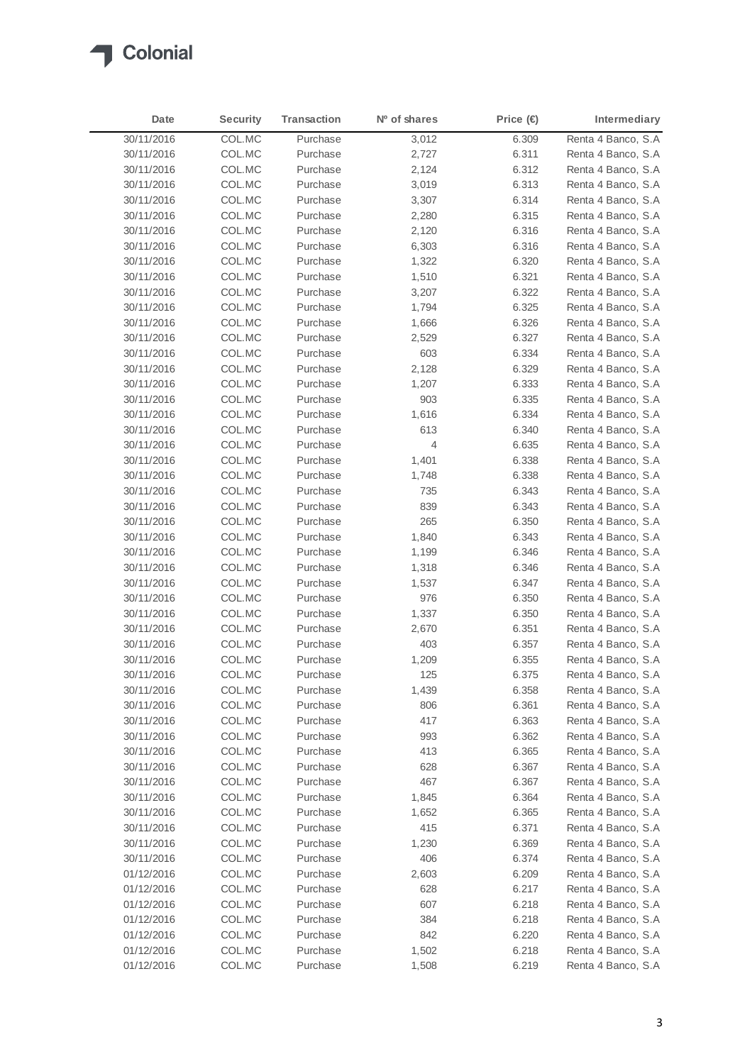| Date | Security | Transaction | Nº of shares | Price (€) | Intermediary |
|---|---|---|---|---|---|
| 30/11/2016 | COL.MC | Purchase | 3,012 | 6.309 | Renta 4 Banco, S.A |
| 30/11/2016 | COL.MC | Purchase | 2,727 | 6.311 | Renta 4 Banco, S.A |
| 30/11/2016 | COL.MC | Purchase | 2,124 | 6.312 | Renta 4 Banco, S.A |
| 30/11/2016 | COL.MC | Purchase | 3,019 | 6.313 | Renta 4 Banco, S.A |
| 30/11/2016 | COL.MC | Purchase | 3,307 | 6.314 | Renta 4 Banco, S.A |
| 30/11/2016 | COL.MC | Purchase | 2,280 | 6.315 | Renta 4 Banco, S.A |
| 30/11/2016 | COL.MC | Purchase | 2,120 | 6.316 | Renta 4 Banco, S.A |
| 30/11/2016 | COL.MC | Purchase | 6,303 | 6.316 | Renta 4 Banco, S.A |
| 30/11/2016 | COL.MC | Purchase | 1,322 | 6.320 | Renta 4 Banco, S.A |
| 30/11/2016 | COL.MC | Purchase | 1,510 | 6.321 | Renta 4 Banco, S.A |
| 30/11/2016 | COL.MC | Purchase | 3,207 | 6.322 | Renta 4 Banco, S.A |
| 30/11/2016 | COL.MC | Purchase | 1,794 | 6.325 | Renta 4 Banco, S.A |
| 30/11/2016 | COL.MC | Purchase | 1,666 | 6.326 | Renta 4 Banco, S.A |
| 30/11/2016 | COL.MC | Purchase | 2,529 | 6.327 | Renta 4 Banco, S.A |
| 30/11/2016 | COL.MC | Purchase | 603 | 6.334 | Renta 4 Banco, S.A |
| 30/11/2016 | COL.MC | Purchase | 2,128 | 6.329 | Renta 4 Banco, S.A |
| 30/11/2016 | COL.MC | Purchase | 1,207 | 6.333 | Renta 4 Banco, S.A |
| 30/11/2016 | COL.MC | Purchase | 903 | 6.335 | Renta 4 Banco, S.A |
| 30/11/2016 | COL.MC | Purchase | 1,616 | 6.334 | Renta 4 Banco, S.A |
| 30/11/2016 | COL.MC | Purchase | 613 | 6.340 | Renta 4 Banco, S.A |
| 30/11/2016 | COL.MC | Purchase | 4 | 6.635 | Renta 4 Banco, S.A |
| 30/11/2016 | COL.MC | Purchase | 1,401 | 6.338 | Renta 4 Banco, S.A |
| 30/11/2016 | COL.MC | Purchase | 1,748 | 6.338 | Renta 4 Banco, S.A |
| 30/11/2016 | COL.MC | Purchase | 735 | 6.343 | Renta 4 Banco, S.A |
| 30/11/2016 | COL.MC | Purchase | 839 | 6.343 | Renta 4 Banco, S.A |
| 30/11/2016 | COL.MC | Purchase | 265 | 6.350 | Renta 4 Banco, S.A |
| 30/11/2016 | COL.MC | Purchase | 1,840 | 6.343 | Renta 4 Banco, S.A |
| 30/11/2016 | COL.MC | Purchase | 1,199 | 6.346 | Renta 4 Banco, S.A |
| 30/11/2016 | COL.MC | Purchase | 1,318 | 6.346 | Renta 4 Banco, S.A |
| 30/11/2016 | COL.MC | Purchase | 1,537 | 6.347 | Renta 4 Banco, S.A |
| 30/11/2016 | COL.MC | Purchase | 976 | 6.350 | Renta 4 Banco, S.A |
| 30/11/2016 | COL.MC | Purchase | 1,337 | 6.350 | Renta 4 Banco, S.A |
| 30/11/2016 | COL.MC | Purchase | 2,670 | 6.351 | Renta 4 Banco, S.A |
| 30/11/2016 | COL.MC | Purchase | 403 | 6.357 | Renta 4 Banco, S.A |
| 30/11/2016 | COL.MC | Purchase | 1,209 | 6.355 | Renta 4 Banco, S.A |
| 30/11/2016 | COL.MC | Purchase | 125 | 6.375 | Renta 4 Banco, S.A |
| 30/11/2016 | COL.MC | Purchase | 1,439 | 6.358 | Renta 4 Banco, S.A |
| 30/11/2016 | COL.MC | Purchase | 806 | 6.361 | Renta 4 Banco, S.A |
| 30/11/2016 | COL.MC | Purchase | 417 | 6.363 | Renta 4 Banco, S.A |
| 30/11/2016 | COL.MC | Purchase | 993 | 6.362 | Renta 4 Banco, S.A |
| 30/11/2016 | COL.MC | Purchase | 413 | 6.365 | Renta 4 Banco, S.A |
| 30/11/2016 | COL.MC | Purchase | 628 | 6.367 | Renta 4 Banco, S.A |
| 30/11/2016 | COL.MC | Purchase | 467 | 6.367 | Renta 4 Banco, S.A |
| 30/11/2016 | COL.MC | Purchase | 1,845 | 6.364 | Renta 4 Banco, S.A |
| 30/11/2016 | COL.MC | Purchase | 1,652 | 6.365 | Renta 4 Banco, S.A |
| 30/11/2016 | COL.MC | Purchase | 415 | 6.371 | Renta 4 Banco, S.A |
| 30/11/2016 | COL.MC | Purchase | 1,230 | 6.369 | Renta 4 Banco, S.A |
| 30/11/2016 | COL.MC | Purchase | 406 | 6.374 | Renta 4 Banco, S.A |
| 01/12/2016 | COL.MC | Purchase | 2,603 | 6.209 | Renta 4 Banco, S.A |
| 01/12/2016 | COL.MC | Purchase | 628 | 6.217 | Renta 4 Banco, S.A |
| 01/12/2016 | COL.MC | Purchase | 607 | 6.218 | Renta 4 Banco, S.A |
| 01/12/2016 | COL.MC | Purchase | 384 | 6.218 | Renta 4 Banco, S.A |
| 01/12/2016 | COL.MC | Purchase | 842 | 6.220 | Renta 4 Banco, S.A |
| 01/12/2016 | COL.MC | Purchase | 1,502 | 6.218 | Renta 4 Banco, S.A |
| 01/12/2016 | COL.MC | Purchase | 1,508 | 6.219 | Renta 4 Banco, S.A |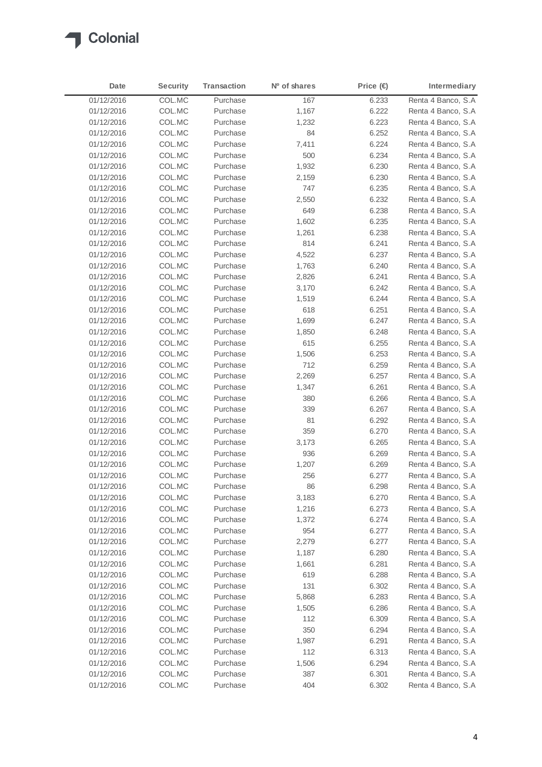Colonial

| Date | Security | Transaction | Nº of shares | Price (€) | Intermediary |
|---|---|---|---|---|---|
| 01/12/2016 | COL.MC | Purchase | 167 | 6.233 | Renta 4 Banco, S.A |
| 01/12/2016 | COL.MC | Purchase | 1,167 | 6.222 | Renta 4 Banco, S.A |
| 01/12/2016 | COL.MC | Purchase | 1,232 | 6.223 | Renta 4 Banco, S.A |
| 01/12/2016 | COL.MC | Purchase | 84 | 6.252 | Renta 4 Banco, S.A |
| 01/12/2016 | COL.MC | Purchase | 7,411 | 6.224 | Renta 4 Banco, S.A |
| 01/12/2016 | COL.MC | Purchase | 500 | 6.234 | Renta 4 Banco, S.A |
| 01/12/2016 | COL.MC | Purchase | 1,932 | 6.230 | Renta 4 Banco, S.A |
| 01/12/2016 | COL.MC | Purchase | 2,159 | 6.230 | Renta 4 Banco, S.A |
| 01/12/2016 | COL.MC | Purchase | 747 | 6.235 | Renta 4 Banco, S.A |
| 01/12/2016 | COL.MC | Purchase | 2,550 | 6.232 | Renta 4 Banco, S.A |
| 01/12/2016 | COL.MC | Purchase | 649 | 6.238 | Renta 4 Banco, S.A |
| 01/12/2016 | COL.MC | Purchase | 1,602 | 6.235 | Renta 4 Banco, S.A |
| 01/12/2016 | COL.MC | Purchase | 1,261 | 6.238 | Renta 4 Banco, S.A |
| 01/12/2016 | COL.MC | Purchase | 814 | 6.241 | Renta 4 Banco, S.A |
| 01/12/2016 | COL.MC | Purchase | 4,522 | 6.237 | Renta 4 Banco, S.A |
| 01/12/2016 | COL.MC | Purchase | 1,763 | 6.240 | Renta 4 Banco, S.A |
| 01/12/2016 | COL.MC | Purchase | 2,826 | 6.241 | Renta 4 Banco, S.A |
| 01/12/2016 | COL.MC | Purchase | 3,170 | 6.242 | Renta 4 Banco, S.A |
| 01/12/2016 | COL.MC | Purchase | 1,519 | 6.244 | Renta 4 Banco, S.A |
| 01/12/2016 | COL.MC | Purchase | 618 | 6.251 | Renta 4 Banco, S.A |
| 01/12/2016 | COL.MC | Purchase | 1,699 | 6.247 | Renta 4 Banco, S.A |
| 01/12/2016 | COL.MC | Purchase | 1,850 | 6.248 | Renta 4 Banco, S.A |
| 01/12/2016 | COL.MC | Purchase | 615 | 6.255 | Renta 4 Banco, S.A |
| 01/12/2016 | COL.MC | Purchase | 1,506 | 6.253 | Renta 4 Banco, S.A |
| 01/12/2016 | COL.MC | Purchase | 712 | 6.259 | Renta 4 Banco, S.A |
| 01/12/2016 | COL.MC | Purchase | 2,269 | 6.257 | Renta 4 Banco, S.A |
| 01/12/2016 | COL.MC | Purchase | 1,347 | 6.261 | Renta 4 Banco, S.A |
| 01/12/2016 | COL.MC | Purchase | 380 | 6.266 | Renta 4 Banco, S.A |
| 01/12/2016 | COL.MC | Purchase | 339 | 6.267 | Renta 4 Banco, S.A |
| 01/12/2016 | COL.MC | Purchase | 81 | 6.292 | Renta 4 Banco, S.A |
| 01/12/2016 | COL.MC | Purchase | 359 | 6.270 | Renta 4 Banco, S.A |
| 01/12/2016 | COL.MC | Purchase | 3,173 | 6.265 | Renta 4 Banco, S.A |
| 01/12/2016 | COL.MC | Purchase | 936 | 6.269 | Renta 4 Banco, S.A |
| 01/12/2016 | COL.MC | Purchase | 1,207 | 6.269 | Renta 4 Banco, S.A |
| 01/12/2016 | COL.MC | Purchase | 256 | 6.277 | Renta 4 Banco, S.A |
| 01/12/2016 | COL.MC | Purchase | 86 | 6.298 | Renta 4 Banco, S.A |
| 01/12/2016 | COL.MC | Purchase | 3,183 | 6.270 | Renta 4 Banco, S.A |
| 01/12/2016 | COL.MC | Purchase | 1,216 | 6.273 | Renta 4 Banco, S.A |
| 01/12/2016 | COL.MC | Purchase | 1,372 | 6.274 | Renta 4 Banco, S.A |
| 01/12/2016 | COL.MC | Purchase | 954 | 6.277 | Renta 4 Banco, S.A |
| 01/12/2016 | COL.MC | Purchase | 2,279 | 6.277 | Renta 4 Banco, S.A |
| 01/12/2016 | COL.MC | Purchase | 1,187 | 6.280 | Renta 4 Banco, S.A |
| 01/12/2016 | COL.MC | Purchase | 1,661 | 6.281 | Renta 4 Banco, S.A |
| 01/12/2016 | COL.MC | Purchase | 619 | 6.288 | Renta 4 Banco, S.A |
| 01/12/2016 | COL.MC | Purchase | 131 | 6.302 | Renta 4 Banco, S.A |
| 01/12/2016 | COL.MC | Purchase | 5,868 | 6.283 | Renta 4 Banco, S.A |
| 01/12/2016 | COL.MC | Purchase | 1,505 | 6.286 | Renta 4 Banco, S.A |
| 01/12/2016 | COL.MC | Purchase | 112 | 6.309 | Renta 4 Banco, S.A |
| 01/12/2016 | COL.MC | Purchase | 350 | 6.294 | Renta 4 Banco, S.A |
| 01/12/2016 | COL.MC | Purchase | 1,987 | 6.291 | Renta 4 Banco, S.A |
| 01/12/2016 | COL.MC | Purchase | 112 | 6.313 | Renta 4 Banco, S.A |
| 01/12/2016 | COL.MC | Purchase | 1,506 | 6.294 | Renta 4 Banco, S.A |
| 01/12/2016 | COL.MC | Purchase | 387 | 6.301 | Renta 4 Banco, S.A |
| 01/12/2016 | COL.MC | Purchase | 404 | 6.302 | Renta 4 Banco, S.A |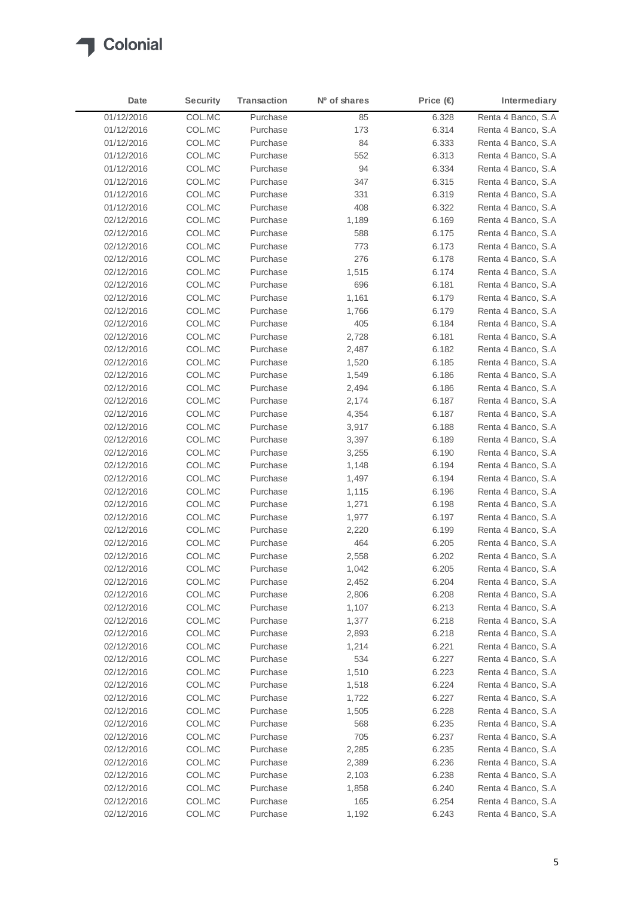| Date | Security | Transaction | Nº of shares | Price (€) | Intermediary |
|---|---|---|---|---|---|
| 01/12/2016 | COL.MC | Purchase | 85 | 6.328 | Renta 4 Banco, S.A |
| 01/12/2016 | COL.MC | Purchase | 173 | 6.314 | Renta 4 Banco, S.A |
| 01/12/2016 | COL.MC | Purchase | 84 | 6.333 | Renta 4 Banco, S.A |
| 01/12/2016 | COL.MC | Purchase | 552 | 6.313 | Renta 4 Banco, S.A |
| 01/12/2016 | COL.MC | Purchase | 94 | 6.334 | Renta 4 Banco, S.A |
| 01/12/2016 | COL.MC | Purchase | 347 | 6.315 | Renta 4 Banco, S.A |
| 01/12/2016 | COL.MC | Purchase | 331 | 6.319 | Renta 4 Banco, S.A |
| 01/12/2016 | COL.MC | Purchase | 408 | 6.322 | Renta 4 Banco, S.A |
| 02/12/2016 | COL.MC | Purchase | 1,189 | 6.169 | Renta 4 Banco, S.A |
| 02/12/2016 | COL.MC | Purchase | 588 | 6.175 | Renta 4 Banco, S.A |
| 02/12/2016 | COL.MC | Purchase | 773 | 6.173 | Renta 4 Banco, S.A |
| 02/12/2016 | COL.MC | Purchase | 276 | 6.178 | Renta 4 Banco, S.A |
| 02/12/2016 | COL.MC | Purchase | 1,515 | 6.174 | Renta 4 Banco, S.A |
| 02/12/2016 | COL.MC | Purchase | 696 | 6.181 | Renta 4 Banco, S.A |
| 02/12/2016 | COL.MC | Purchase | 1,161 | 6.179 | Renta 4 Banco, S.A |
| 02/12/2016 | COL.MC | Purchase | 1,766 | 6.179 | Renta 4 Banco, S.A |
| 02/12/2016 | COL.MC | Purchase | 405 | 6.184 | Renta 4 Banco, S.A |
| 02/12/2016 | COL.MC | Purchase | 2,728 | 6.181 | Renta 4 Banco, S.A |
| 02/12/2016 | COL.MC | Purchase | 2,487 | 6.182 | Renta 4 Banco, S.A |
| 02/12/2016 | COL.MC | Purchase | 1,520 | 6.185 | Renta 4 Banco, S.A |
| 02/12/2016 | COL.MC | Purchase | 1,549 | 6.186 | Renta 4 Banco, S.A |
| 02/12/2016 | COL.MC | Purchase | 2,494 | 6.186 | Renta 4 Banco, S.A |
| 02/12/2016 | COL.MC | Purchase | 2,174 | 6.187 | Renta 4 Banco, S.A |
| 02/12/2016 | COL.MC | Purchase | 4,354 | 6.187 | Renta 4 Banco, S.A |
| 02/12/2016 | COL.MC | Purchase | 3,917 | 6.188 | Renta 4 Banco, S.A |
| 02/12/2016 | COL.MC | Purchase | 3,397 | 6.189 | Renta 4 Banco, S.A |
| 02/12/2016 | COL.MC | Purchase | 3,255 | 6.190 | Renta 4 Banco, S.A |
| 02/12/2016 | COL.MC | Purchase | 1,148 | 6.194 | Renta 4 Banco, S.A |
| 02/12/2016 | COL.MC | Purchase | 1,497 | 6.194 | Renta 4 Banco, S.A |
| 02/12/2016 | COL.MC | Purchase | 1,115 | 6.196 | Renta 4 Banco, S.A |
| 02/12/2016 | COL.MC | Purchase | 1,271 | 6.198 | Renta 4 Banco, S.A |
| 02/12/2016 | COL.MC | Purchase | 1,977 | 6.197 | Renta 4 Banco, S.A |
| 02/12/2016 | COL.MC | Purchase | 2,220 | 6.199 | Renta 4 Banco, S.A |
| 02/12/2016 | COL.MC | Purchase | 464 | 6.205 | Renta 4 Banco, S.A |
| 02/12/2016 | COL.MC | Purchase | 2,558 | 6.202 | Renta 4 Banco, S.A |
| 02/12/2016 | COL.MC | Purchase | 1,042 | 6.205 | Renta 4 Banco, S.A |
| 02/12/2016 | COL.MC | Purchase | 2,452 | 6.204 | Renta 4 Banco, S.A |
| 02/12/2016 | COL.MC | Purchase | 2,806 | 6.208 | Renta 4 Banco, S.A |
| 02/12/2016 | COL.MC | Purchase | 1,107 | 6.213 | Renta 4 Banco, S.A |
| 02/12/2016 | COL.MC | Purchase | 1,377 | 6.218 | Renta 4 Banco, S.A |
| 02/12/2016 | COL.MC | Purchase | 2,893 | 6.218 | Renta 4 Banco, S.A |
| 02/12/2016 | COL.MC | Purchase | 1,214 | 6.221 | Renta 4 Banco, S.A |
| 02/12/2016 | COL.MC | Purchase | 534 | 6.227 | Renta 4 Banco, S.A |
| 02/12/2016 | COL.MC | Purchase | 1,510 | 6.223 | Renta 4 Banco, S.A |
| 02/12/2016 | COL.MC | Purchase | 1,518 | 6.224 | Renta 4 Banco, S.A |
| 02/12/2016 | COL.MC | Purchase | 1,722 | 6.227 | Renta 4 Banco, S.A |
| 02/12/2016 | COL.MC | Purchase | 1,505 | 6.228 | Renta 4 Banco, S.A |
| 02/12/2016 | COL.MC | Purchase | 568 | 6.235 | Renta 4 Banco, S.A |
| 02/12/2016 | COL.MC | Purchase | 705 | 6.237 | Renta 4 Banco, S.A |
| 02/12/2016 | COL.MC | Purchase | 2,285 | 6.235 | Renta 4 Banco, S.A |
| 02/12/2016 | COL.MC | Purchase | 2,389 | 6.236 | Renta 4 Banco, S.A |
| 02/12/2016 | COL.MC | Purchase | 2,103 | 6.238 | Renta 4 Banco, S.A |
| 02/12/2016 | COL.MC | Purchase | 1,858 | 6.240 | Renta 4 Banco, S.A |
| 02/12/2016 | COL.MC | Purchase | 165 | 6.254 | Renta 4 Banco, S.A |
| 02/12/2016 | COL.MC | Purchase | 1,192 | 6.243 | Renta 4 Banco, S.A |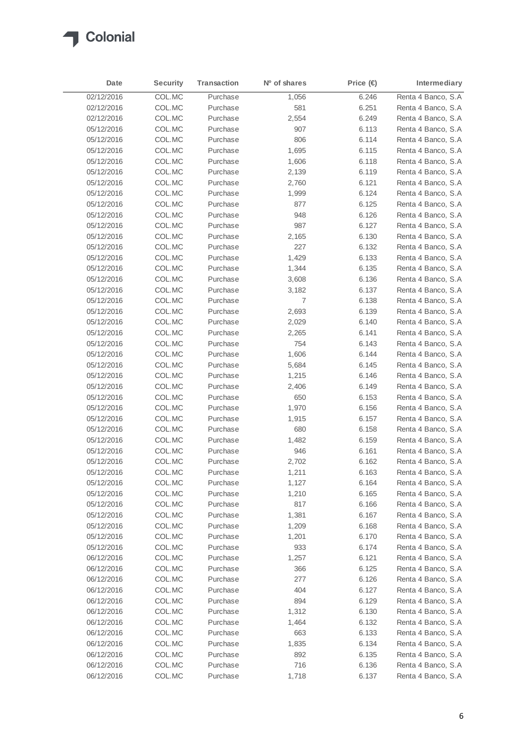| Date | Security | Transaction | Nº of shares | Price (€) | Intermediary |
|---|---|---|---|---|---|
| 02/12/2016 | COL.MC | Purchase | 1,056 | 6.246 | Renta 4 Banco, S.A |
| 02/12/2016 | COL.MC | Purchase | 581 | 6.251 | Renta 4 Banco, S.A |
| 02/12/2016 | COL.MC | Purchase | 2,554 | 6.249 | Renta 4 Banco, S.A |
| 05/12/2016 | COL.MC | Purchase | 907 | 6.113 | Renta 4 Banco, S.A |
| 05/12/2016 | COL.MC | Purchase | 806 | 6.114 | Renta 4 Banco, S.A |
| 05/12/2016 | COL.MC | Purchase | 1,695 | 6.115 | Renta 4 Banco, S.A |
| 05/12/2016 | COL.MC | Purchase | 1,606 | 6.118 | Renta 4 Banco, S.A |
| 05/12/2016 | COL.MC | Purchase | 2,139 | 6.119 | Renta 4 Banco, S.A |
| 05/12/2016 | COL.MC | Purchase | 2,760 | 6.121 | Renta 4 Banco, S.A |
| 05/12/2016 | COL.MC | Purchase | 1,999 | 6.124 | Renta 4 Banco, S.A |
| 05/12/2016 | COL.MC | Purchase | 877 | 6.125 | Renta 4 Banco, S.A |
| 05/12/2016 | COL.MC | Purchase | 948 | 6.126 | Renta 4 Banco, S.A |
| 05/12/2016 | COL.MC | Purchase | 987 | 6.127 | Renta 4 Banco, S.A |
| 05/12/2016 | COL.MC | Purchase | 2,165 | 6.130 | Renta 4 Banco, S.A |
| 05/12/2016 | COL.MC | Purchase | 227 | 6.132 | Renta 4 Banco, S.A |
| 05/12/2016 | COL.MC | Purchase | 1,429 | 6.133 | Renta 4 Banco, S.A |
| 05/12/2016 | COL.MC | Purchase | 1,344 | 6.135 | Renta 4 Banco, S.A |
| 05/12/2016 | COL.MC | Purchase | 3,608 | 6.136 | Renta 4 Banco, S.A |
| 05/12/2016 | COL.MC | Purchase | 3,182 | 6.137 | Renta 4 Banco, S.A |
| 05/12/2016 | COL.MC | Purchase | 7 | 6.138 | Renta 4 Banco, S.A |
| 05/12/2016 | COL.MC | Purchase | 2,693 | 6.139 | Renta 4 Banco, S.A |
| 05/12/2016 | COL.MC | Purchase | 2,029 | 6.140 | Renta 4 Banco, S.A |
| 05/12/2016 | COL.MC | Purchase | 2,265 | 6.141 | Renta 4 Banco, S.A |
| 05/12/2016 | COL.MC | Purchase | 754 | 6.143 | Renta 4 Banco, S.A |
| 05/12/2016 | COL.MC | Purchase | 1,606 | 6.144 | Renta 4 Banco, S.A |
| 05/12/2016 | COL.MC | Purchase | 5,684 | 6.145 | Renta 4 Banco, S.A |
| 05/12/2016 | COL.MC | Purchase | 1,215 | 6.146 | Renta 4 Banco, S.A |
| 05/12/2016 | COL.MC | Purchase | 2,406 | 6.149 | Renta 4 Banco, S.A |
| 05/12/2016 | COL.MC | Purchase | 650 | 6.153 | Renta 4 Banco, S.A |
| 05/12/2016 | COL.MC | Purchase | 1,970 | 6.156 | Renta 4 Banco, S.A |
| 05/12/2016 | COL.MC | Purchase | 1,915 | 6.157 | Renta 4 Banco, S.A |
| 05/12/2016 | COL.MC | Purchase | 680 | 6.158 | Renta 4 Banco, S.A |
| 05/12/2016 | COL.MC | Purchase | 1,482 | 6.159 | Renta 4 Banco, S.A |
| 05/12/2016 | COL.MC | Purchase | 946 | 6.161 | Renta 4 Banco, S.A |
| 05/12/2016 | COL.MC | Purchase | 2,702 | 6.162 | Renta 4 Banco, S.A |
| 05/12/2016 | COL.MC | Purchase | 1,211 | 6.163 | Renta 4 Banco, S.A |
| 05/12/2016 | COL.MC | Purchase | 1,127 | 6.164 | Renta 4 Banco, S.A |
| 05/12/2016 | COL.MC | Purchase | 1,210 | 6.165 | Renta 4 Banco, S.A |
| 05/12/2016 | COL.MC | Purchase | 817 | 6.166 | Renta 4 Banco, S.A |
| 05/12/2016 | COL.MC | Purchase | 1,381 | 6.167 | Renta 4 Banco, S.A |
| 05/12/2016 | COL.MC | Purchase | 1,209 | 6.168 | Renta 4 Banco, S.A |
| 05/12/2016 | COL.MC | Purchase | 1,201 | 6.170 | Renta 4 Banco, S.A |
| 05/12/2016 | COL.MC | Purchase | 933 | 6.174 | Renta 4 Banco, S.A |
| 06/12/2016 | COL.MC | Purchase | 1,257 | 6.121 | Renta 4 Banco, S.A |
| 06/12/2016 | COL.MC | Purchase | 366 | 6.125 | Renta 4 Banco, S.A |
| 06/12/2016 | COL.MC | Purchase | 277 | 6.126 | Renta 4 Banco, S.A |
| 06/12/2016 | COL.MC | Purchase | 404 | 6.127 | Renta 4 Banco, S.A |
| 06/12/2016 | COL.MC | Purchase | 894 | 6.129 | Renta 4 Banco, S.A |
| 06/12/2016 | COL.MC | Purchase | 1,312 | 6.130 | Renta 4 Banco, S.A |
| 06/12/2016 | COL.MC | Purchase | 1,464 | 6.132 | Renta 4 Banco, S.A |
| 06/12/2016 | COL.MC | Purchase | 663 | 6.133 | Renta 4 Banco, S.A |
| 06/12/2016 | COL.MC | Purchase | 1,835 | 6.134 | Renta 4 Banco, S.A |
| 06/12/2016 | COL.MC | Purchase | 892 | 6.135 | Renta 4 Banco, S.A |
| 06/12/2016 | COL.MC | Purchase | 716 | 6.136 | Renta 4 Banco, S.A |
| 06/12/2016 | COL.MC | Purchase | 1,718 | 6.137 | Renta 4 Banco, S.A |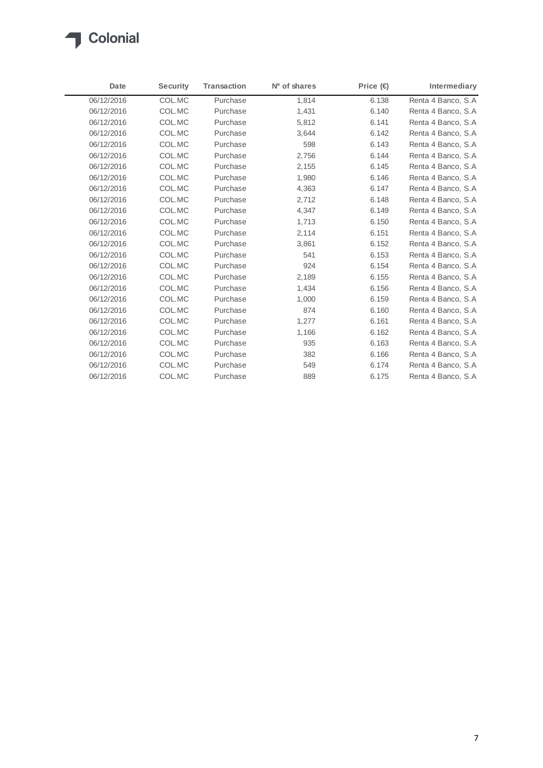| Date | Security | Transaction | Nº of shares | Price (€) | Intermediary |
|---|---|---|---|---|---|
| 06/12/2016 | COL.MC | Purchase | 1,814 | 6.138 | Renta 4 Banco, S.A |
| 06/12/2016 | COL.MC | Purchase | 1,431 | 6.140 | Renta 4 Banco, S.A |
| 06/12/2016 | COL.MC | Purchase | 5,812 | 6.141 | Renta 4 Banco, S.A |
| 06/12/2016 | COL.MC | Purchase | 3,644 | 6.142 | Renta 4 Banco, S.A |
| 06/12/2016 | COL.MC | Purchase | 598 | 6.143 | Renta 4 Banco, S.A |
| 06/12/2016 | COL.MC | Purchase | 2,756 | 6.144 | Renta 4 Banco, S.A |
| 06/12/2016 | COL.MC | Purchase | 2,155 | 6.145 | Renta 4 Banco, S.A |
| 06/12/2016 | COL.MC | Purchase | 1,980 | 6.146 | Renta 4 Banco, S.A |
| 06/12/2016 | COL.MC | Purchase | 4,363 | 6.147 | Renta 4 Banco, S.A |
| 06/12/2016 | COL.MC | Purchase | 2,712 | 6.148 | Renta 4 Banco, S.A |
| 06/12/2016 | COL.MC | Purchase | 4,347 | 6.149 | Renta 4 Banco, S.A |
| 06/12/2016 | COL.MC | Purchase | 1,713 | 6.150 | Renta 4 Banco, S.A |
| 06/12/2016 | COL.MC | Purchase | 2,114 | 6.151 | Renta 4 Banco, S.A |
| 06/12/2016 | COL.MC | Purchase | 3,861 | 6.152 | Renta 4 Banco, S.A |
| 06/12/2016 | COL.MC | Purchase | 541 | 6.153 | Renta 4 Banco, S.A |
| 06/12/2016 | COL.MC | Purchase | 924 | 6.154 | Renta 4 Banco, S.A |
| 06/12/2016 | COL.MC | Purchase | 2,189 | 6.155 | Renta 4 Banco, S.A |
| 06/12/2016 | COL.MC | Purchase | 1,434 | 6.156 | Renta 4 Banco, S.A |
| 06/12/2016 | COL.MC | Purchase | 1,000 | 6.159 | Renta 4 Banco, S.A |
| 06/12/2016 | COL.MC | Purchase | 874 | 6.160 | Renta 4 Banco, S.A |
| 06/12/2016 | COL.MC | Purchase | 1,277 | 6.161 | Renta 4 Banco, S.A |
| 06/12/2016 | COL.MC | Purchase | 1,166 | 6.162 | Renta 4 Banco, S.A |
| 06/12/2016 | COL.MC | Purchase | 935 | 6.163 | Renta 4 Banco, S.A |
| 06/12/2016 | COL.MC | Purchase | 382 | 6.166 | Renta 4 Banco, S.A |
| 06/12/2016 | COL.MC | Purchase | 549 | 6.174 | Renta 4 Banco, S.A |
| 06/12/2016 | COL.MC | Purchase | 889 | 6.175 | Renta 4 Banco, S.A |